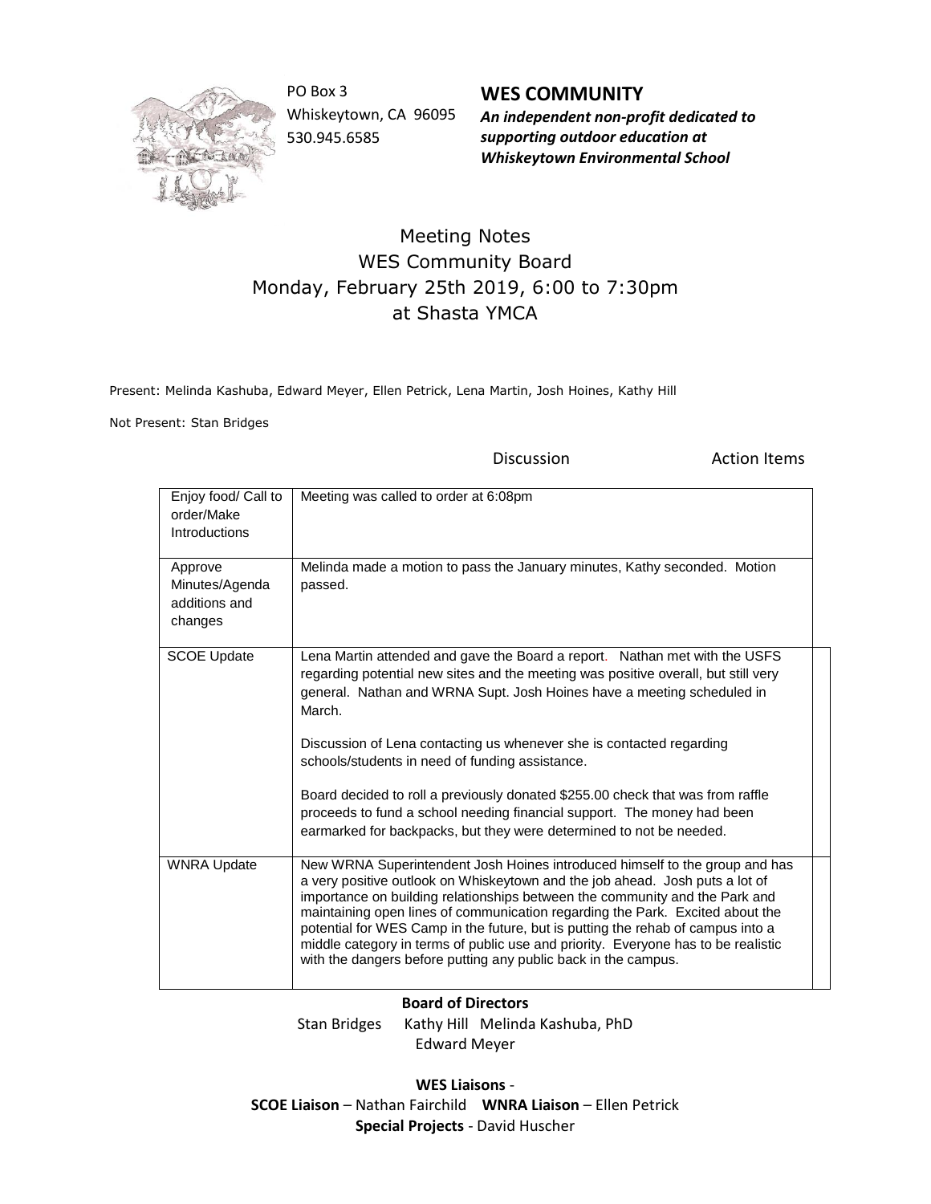PO Box 3
Whiskeytown, CA 96095
530.945.6585

**WES COMMUNITY**
***An independent non-profit dedicated to supporting outdoor education at Whiskeytown Environmental School***

# Meeting Notes
## WES Community Board
## Monday, February 25th 2019, 6:00 to 7:30pm
## at Shasta YMCA

Present: Melinda Kashuba, Edward Meyer, Ellen Petrick, Lena Martin, Josh Hoines, Kathy Hill

Not Present: Stan Bridges

| | Discussion | Action Items |
|---|---|---|
| Enjoy food/ Call to order/Make Introductions | Meeting was called to order at 6:08pm | |
| Approve Minutes/Agenda additions and changes | Melinda made a motion to pass the January minutes, Kathy seconded. Motion passed. | |
| SCOE Update | Lena Martin attended and gave the Board a report. Nathan met with the USFS regarding potential new sites and the meeting was positive overall, but still very general. Nathan and WRNA Supt. Josh Hoines have a meeting scheduled in March.<br><br>Discussion of Lena contacting us whenever she is contacted regarding schools/students in need of funding assistance.<br><br>Board decided to roll a previously donated \$255.00 check that was from raffle proceeds to fund a school needing financial support. The money had been earmarked for backpacks, but they were determined to not be needed. | |
| WNRA Update | New WRNA Superintendent Josh Hoines introduced himself to the group and has a very positive outlook on Whiskeytown and the job ahead. Josh puts a lot of importance on building relationships between the community and the Park and maintaining open lines of communication regarding the Park. Excited about the potential for WES Camp in the future, but is putting the rehab of campus into a middle category in terms of public use and priority. Everyone has to be realistic with the dangers before putting any public back in the campus. | |

**Board of Directors**
Stan Bridges Kathy Hill Melinda Kashuba, PhD
Edward Meyer

**WES Liaisons** -
**SCOE Liaison** – Nathan Fairchild **WNRA Liaison** – Ellen Petrick
**Special Projects** - David Huscher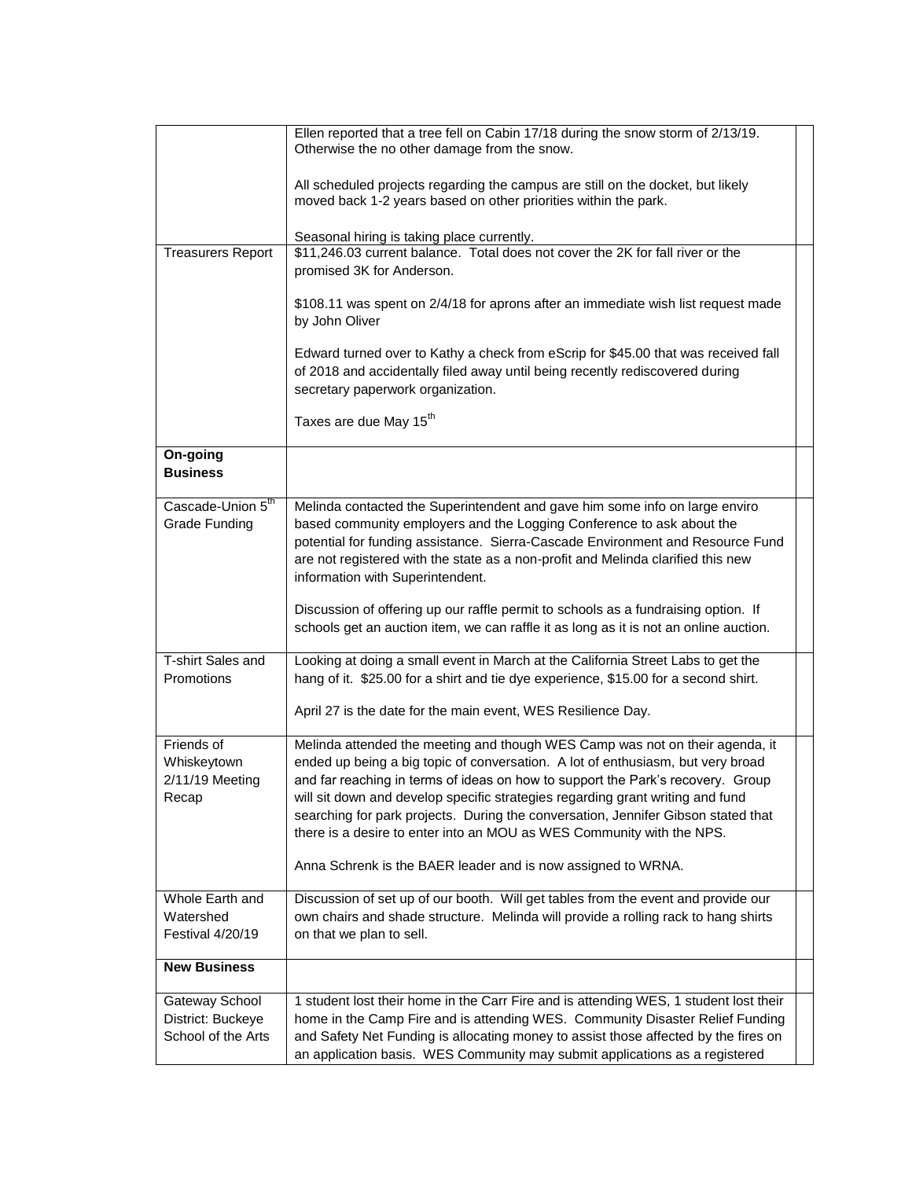| | | |
|---|---|---|
| | Ellen reported that a tree fell on Cabin 17/18 during the snow storm of 2/13/19. Otherwise the no other damage from the snow.<br><br>All scheduled projects regarding the campus are still on the docket, but likely moved back 1-2 years based on other priorities within the park.<br><br>Seasonal hiring is taking place currently. | |
| Treasurers Report | \$11,246.03 current balance. Total does not cover the 2K for fall river or the promised 3K for Anderson.<br><br>\$108.11 was spent on 2/4/18 for aprons after an immediate wish list request made by John Oliver<br><br>Edward turned over to Kathy a check from eScrip for \$45.00 that was received fall of 2018 and accidentally filed away until being recently rediscovered during secretary paperwork organization.<br><br>Taxes are due May 15th | |
| **On-going Business** | | |
| Cascade-Union 5th Grade Funding | Melinda contacted the Superintendent and gave him some info on large enviro based community employers and the Logging Conference to ask about the potential for funding assistance. Sierra-Cascade Environment and Resource Fund are not registered with the state as a non-profit and Melinda clarified this new information with Superintendent.<br><br>Discussion of offering up our raffle permit to schools as a fundraising option. If schools get an auction item, we can raffle it as long as it is not an online auction. | |
| T-shirt Sales and Promotions | Looking at doing a small event in March at the California Street Labs to get the hang of it. \$25.00 for a shirt and tie dye experience, \$15.00 for a second shirt.<br><br>April 27 is the date for the main event, WES Resilience Day. | |
| Friends of Whiskeytown 2/11/19 Meeting Recap | Melinda attended the meeting and though WES Camp was not on their agenda, it ended up being a big topic of conversation. A lot of enthusiasm, but very broad and far reaching in terms of ideas on how to support the Park's recovery. Group will sit down and develop specific strategies regarding grant writing and fund searching for park projects. During the conversation, Jennifer Gibson stated that there is a desire to enter into an MOU as WES Community with the NPS.<br><br>Anna Schrenk is the BAER leader and is now assigned to WRNA. | |
| Whole Earth and Watershed Festival 4/20/19 | Discussion of set up of our booth. Will get tables from the event and provide our own chairs and shade structure. Melinda will provide a rolling rack to hang shirts on that we plan to sell. | |
| **New Business** | | |
| Gateway School District: Buckeye School of the Arts | 1 student lost their home in the Carr Fire and is attending WES, 1 student lost their home in the Camp Fire and is attending WES. Community Disaster Relief Funding and Safety Net Funding is allocating money to assist those affected by the fires on an application basis. WES Community may submit applications as a registered | |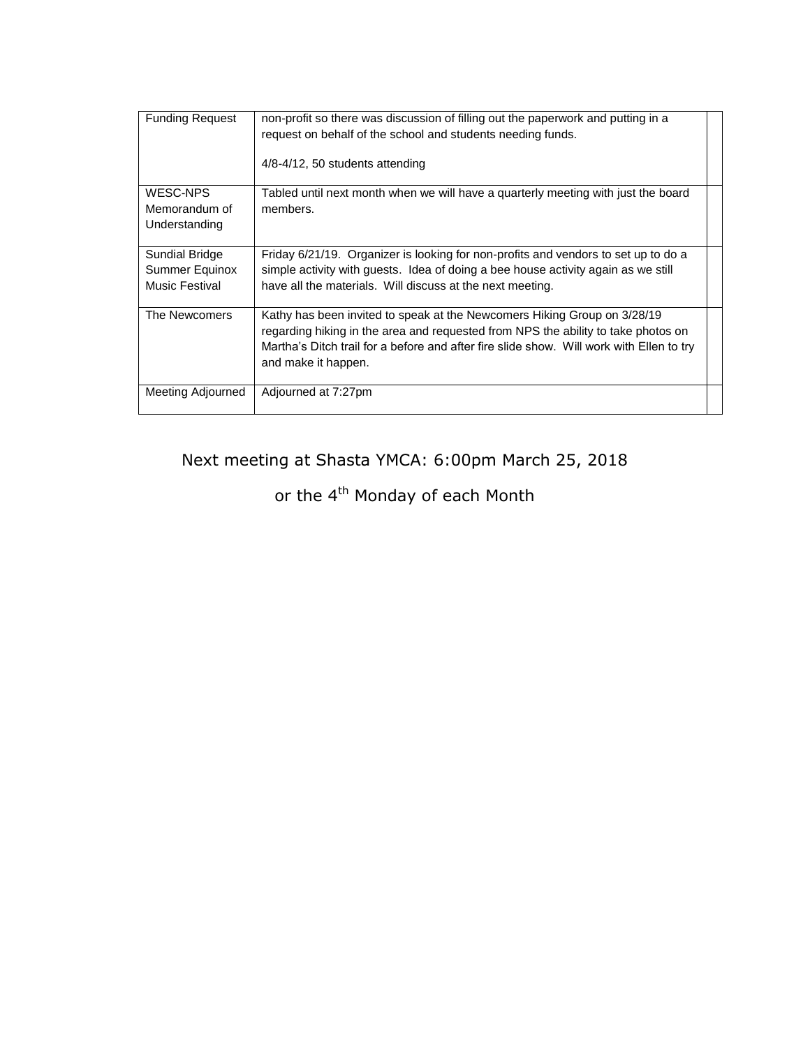| | | |
|---|---|---|
| Funding Request | non-profit so there was discussion of filling out the paperwork and putting in a request on behalf of the school and students needing funds.<br><br>4/8-4/12, 50 students attending | |
| WESC-NPS Memorandum of Understanding | Tabled until next month when we will have a quarterly meeting with just the board members. | |
| Sundial Bridge Summer Equinox Music Festival | Friday 6/21/19. Organizer is looking for non-profits and vendors to set up to do a simple activity with guests. Idea of doing a bee house activity again as we still have all the materials. Will discuss at the next meeting. | |
| The Newcomers | Kathy has been invited to speak at the Newcomers Hiking Group on 3/28/19 regarding hiking in the area and requested from NPS the ability to take photos on Martha's Ditch trail for a before and after fire slide show. Will work with Ellen to try and make it happen. | |
| Meeting Adjourned | Adjourned at 7:27pm | |

Next meeting at Shasta YMCA: 6:00pm March 25, 2018

or the 4th Monday of each Month